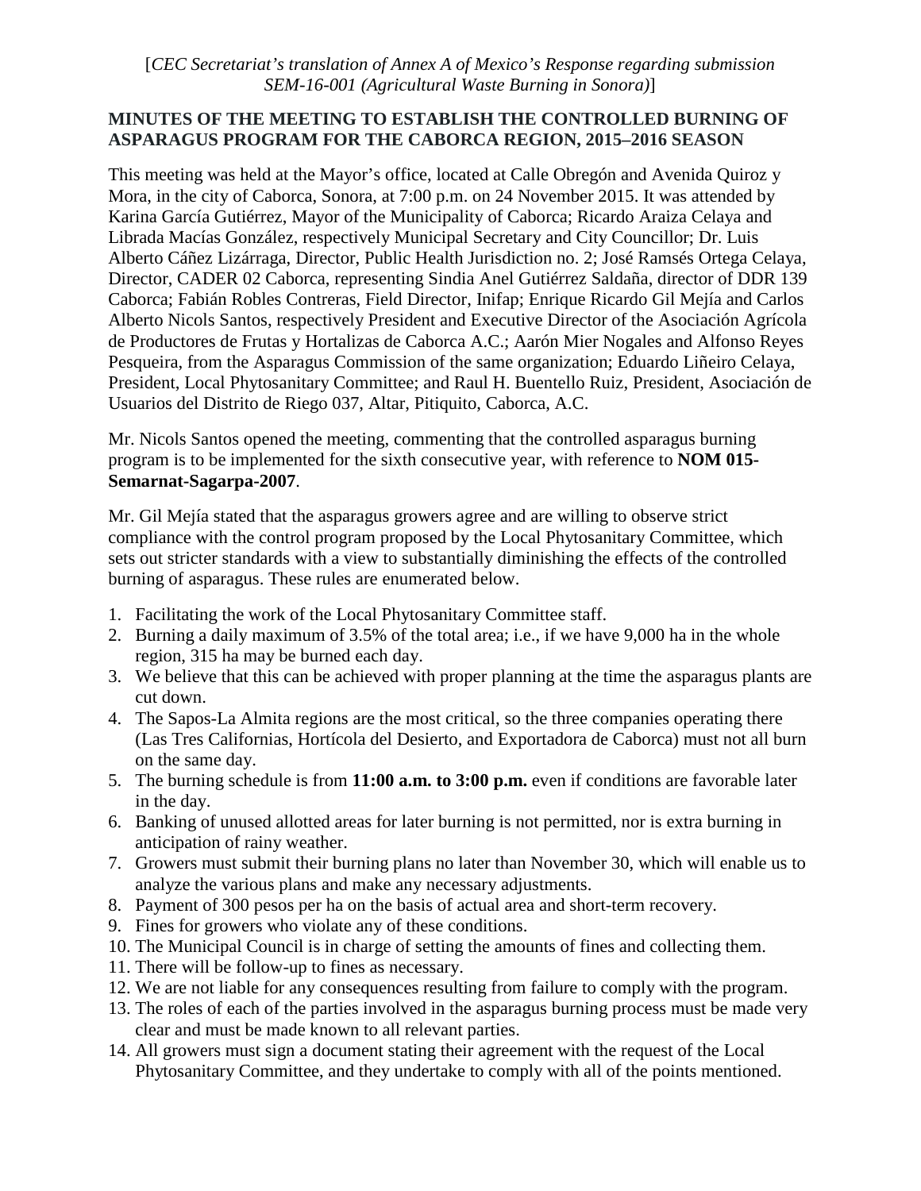[*CEC Secretariat's translation of Annex A of Mexico's Response regarding submission SEM-16-001 (Agricultural Waste Burning in Sonora)*]

## MINUTES OF THE MEETING TO ESTABLISH THE CONTROLLED BURNING OF ASPARAGUS PROGRAM FOR THE CABORCA REGION, 2015–2016 SEASON

This meeting was held at the Mayor's office, located at Calle Obregón and Avenida Quiroz y Mora, in the city of Caborca, Sonora, at 7:00 p.m. on 24 November 2015. It was attended by Karina García Gutiérrez, Mayor of the Municipality of Caborca; Ricardo Araiza Celaya and Librada Macías González, respectively Municipal Secretary and City Councillor; Dr. Luis Alberto Cáñez Lizárraga, Director, Public Health Jurisdiction no. 2; José Ramsés Ortega Celaya, Director, CADER 02 Caborca, representing Sindia Anel Gutiérrez Saldaña, director of DDR 139 Caborca; Fabián Robles Contreras, Field Director, Inifap; Enrique Ricardo Gil Mejía and Carlos Alberto Nicols Santos, respectively President and Executive Director of the Asociación Agrícola de Productores de Frutas y Hortalizas de Caborca A.C.; Aarón Mier Nogales and Alfonso Reyes Pesqueira, from the Asparagus Commission of the same organization; Eduardo Liñeiro Celaya, President, Local Phytosanitary Committee; and Raul H. Buentello Ruiz, President, Asociación de Usuarios del Distrito de Riego 037, Altar, Pitiquito, Caborca, A.C.

Mr. Nicols Santos opened the meeting, commenting that the controlled asparagus burning program is to be implemented for the sixth consecutive year, with reference to **NOM 015-Semarnat-Sagarpa-2007**.

Mr. Gil Mejía stated that the asparagus growers agree and are willing to observe strict compliance with the control program proposed by the Local Phytosanitary Committee, which sets out stricter standards with a view to substantially diminishing the effects of the controlled burning of asparagus. These rules are enumerated below.

1. Facilitating the work of the Local Phytosanitary Committee staff.
2. Burning a daily maximum of 3.5% of the total area; i.e., if we have 9,000 ha in the whole region, 315 ha may be burned each day.
3. We believe that this can be achieved with proper planning at the time the asparagus plants are cut down.
4. The Sapos-La Almita regions are the most critical, so the three companies operating there (Las Tres Californias, Hortícola del Desierto, and Exportadora de Caborca) must not all burn on the same day.
5. The burning schedule is from **11:00 a.m. to 3:00 p.m.** even if conditions are favorable later in the day.
6. Banking of unused allotted areas for later burning is not permitted, nor is extra burning in anticipation of rainy weather.
7. Growers must submit their burning plans no later than November 30, which will enable us to analyze the various plans and make any necessary adjustments.
8. Payment of 300 pesos per ha on the basis of actual area and short-term recovery.
9. Fines for growers who violate any of these conditions.
10. The Municipal Council is in charge of setting the amounts of fines and collecting them.
11. There will be follow-up to fines as necessary.
12. We are not liable for any consequences resulting from failure to comply with the program.
13. The roles of each of the parties involved in the asparagus burning process must be made very clear and must be made known to all relevant parties.
14. All growers must sign a document stating their agreement with the request of the Local Phytosanitary Committee, and they undertake to comply with all of the points mentioned.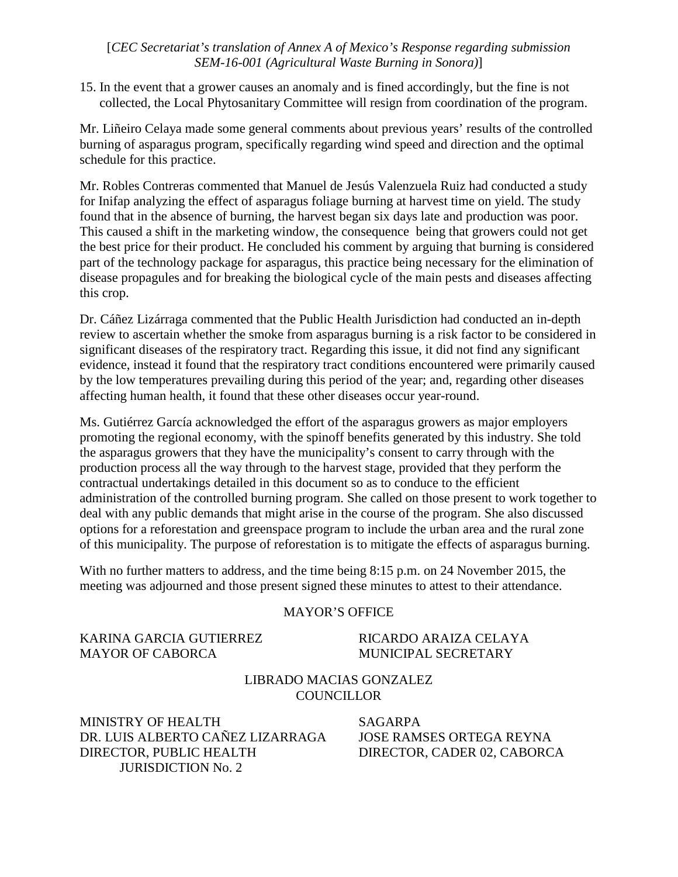15. In the event that a grower causes an anomaly and is fined accordingly, but the fine is not collected, the Local Phytosanitary Committee will resign from coordination of the program.

Mr. Liñeiro Celaya made some general comments about previous years' results of the controlled burning of asparagus program, specifically regarding wind speed and direction and the optimal schedule for this practice.

Mr. Robles Contreras commented that Manuel de Jesús Valenzuela Ruiz had conducted a study for Inifap analyzing the effect of asparagus foliage burning at harvest time on yield. The study found that in the absence of burning, the harvest began six days late and production was poor. This caused a shift in the marketing window, the consequence being that growers could not get the best price for their product. He concluded his comment by arguing that burning is considered part of the technology package for asparagus, this practice being necessary for the elimination of disease propagules and for breaking the biological cycle of the main pests and diseases affecting this crop.

Dr. Cáñez Lizárraga commented that the Public Health Jurisdiction had conducted an in-depth review to ascertain whether the smoke from asparagus burning is a risk factor to be considered in significant diseases of the respiratory tract. Regarding this issue, it did not find any significant evidence, instead it found that the respiratory tract conditions encountered were primarily caused by the low temperatures prevailing during this period of the year; and, regarding other diseases affecting human health, it found that these other diseases occur year-round.

Ms. Gutiérrez García acknowledged the effort of the asparagus growers as major employers promoting the regional economy, with the spinoff benefits generated by this industry. She told the asparagus growers that they have the municipality's consent to carry through with the production process all the way through to the harvest stage, provided that they perform the contractual undertakings detailed in this document so as to conduce to the efficient administration of the controlled burning program. She called on those present to work together to deal with any public demands that might arise in the course of the program. She also discussed options for a reforestation and greenspace program to include the urban area and the rural zone of this municipality. The purpose of reforestation is to mitigate the effects of asparagus burning.

With no further matters to address, and the time being 8:15 p.m. on 24 November 2015, the meeting was adjourned and those present signed these minutes to attest to their attendance.

MAYOR'S OFFICE

KARINA GARCIA GUTIERREZ
MAYOR OF CABORCA

RICARDO ARAIZA CELAYA
MUNICIPAL SECRETARY

LIBRADO MACIAS GONZALEZ
COUNCILLOR

MINISTRY OF HEALTH
DR. LUIS ALBERTO CAÑEZ LIZARRAGA
DIRECTOR, PUBLIC HEALTH JURISDICTION No. 2

SAGARPA
JOSE RAMSES ORTEGA REYNA
DIRECTOR, CADER 02, CABORCA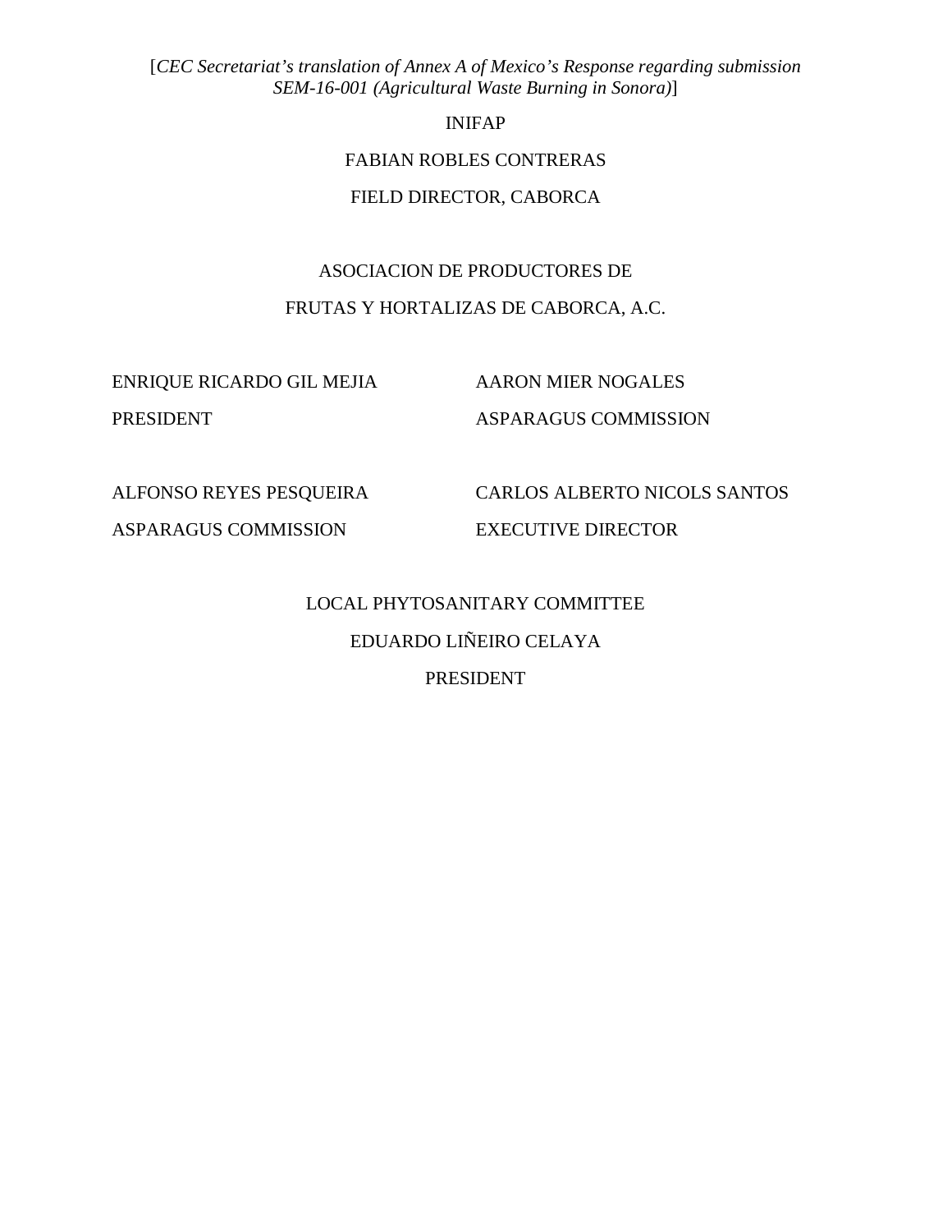[*CEC Secretariat's translation of Annex A of Mexico's Response regarding submission SEM-16-001 (Agricultural Waste Burning in Sonora)*]

INIFAP

FABIAN ROBLES CONTRERAS

FIELD DIRECTOR, CABORCA

ASOCIACION DE PRODUCTORES DE

FRUTAS Y HORTALIZAS DE CABORCA, A.C.

ENRIQUE RICARDO GIL MEJIA

PRESIDENT

AARON MIER NOGALES

ASPARAGUS COMMISSION

ALFONSO REYES PESQUEIRA

ASPARAGUS COMMISSION

CARLOS ALBERTO NICOLS SANTOS

EXECUTIVE DIRECTOR

LOCAL PHYTOSANITARY COMMITTEE

EDUARDO LIÑEIRO CELAYA

PRESIDENT